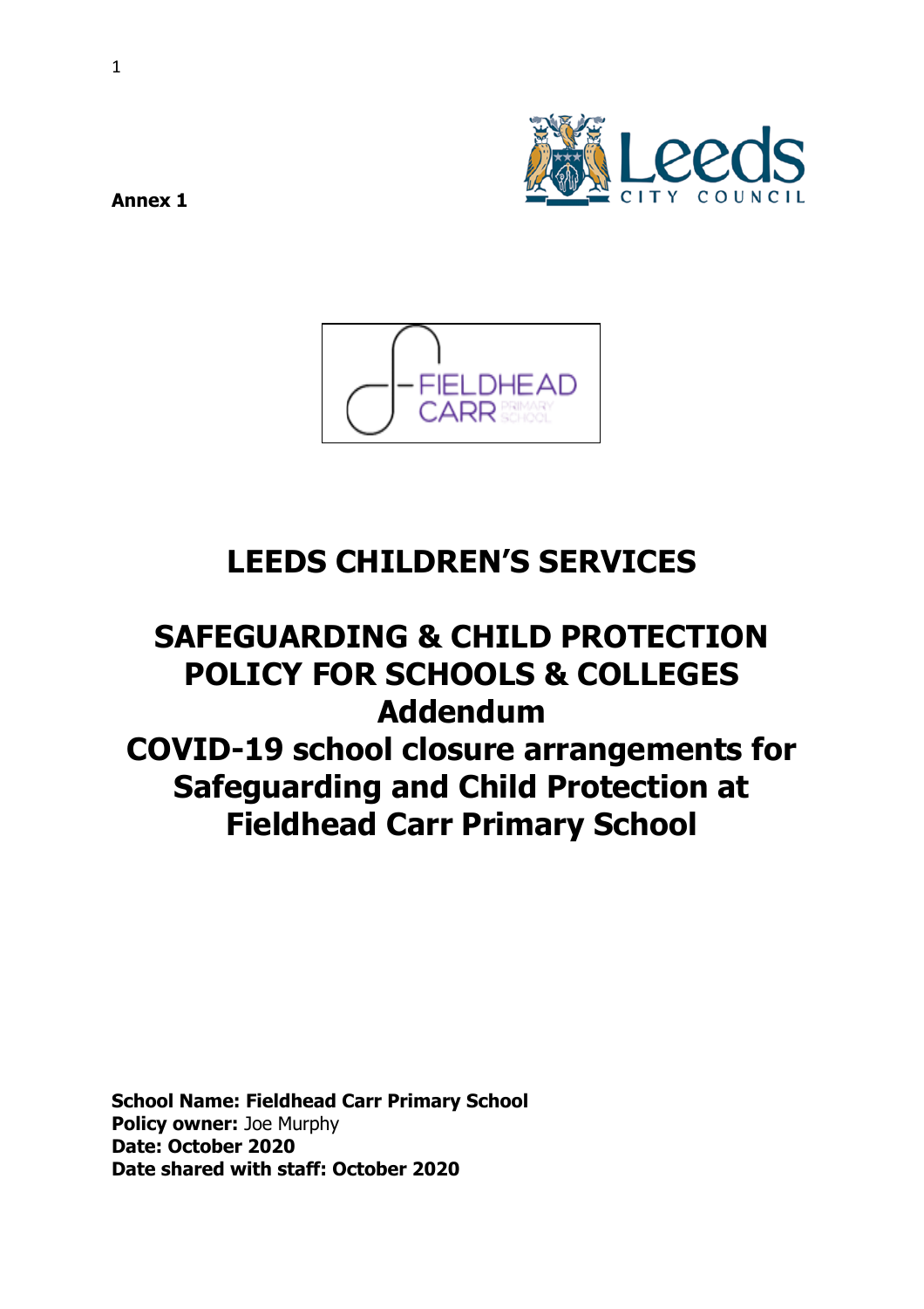**Annex 1**

# LEEDS CHILDREN'S SERVICES

# SAFEGUARDING & CHILD PROTECTION POLICY FOR SCHOOLS & COLLEGES Addendum COVID-19 school closure arrangements for Safeguarding and Child Protection at Fieldhead Carr Primary School

**School Name: Fieldhead Carr Primary School**
**Policy owner:** Joe Murphy
**Date: October 2020**
**Date shared with staff: October 2020**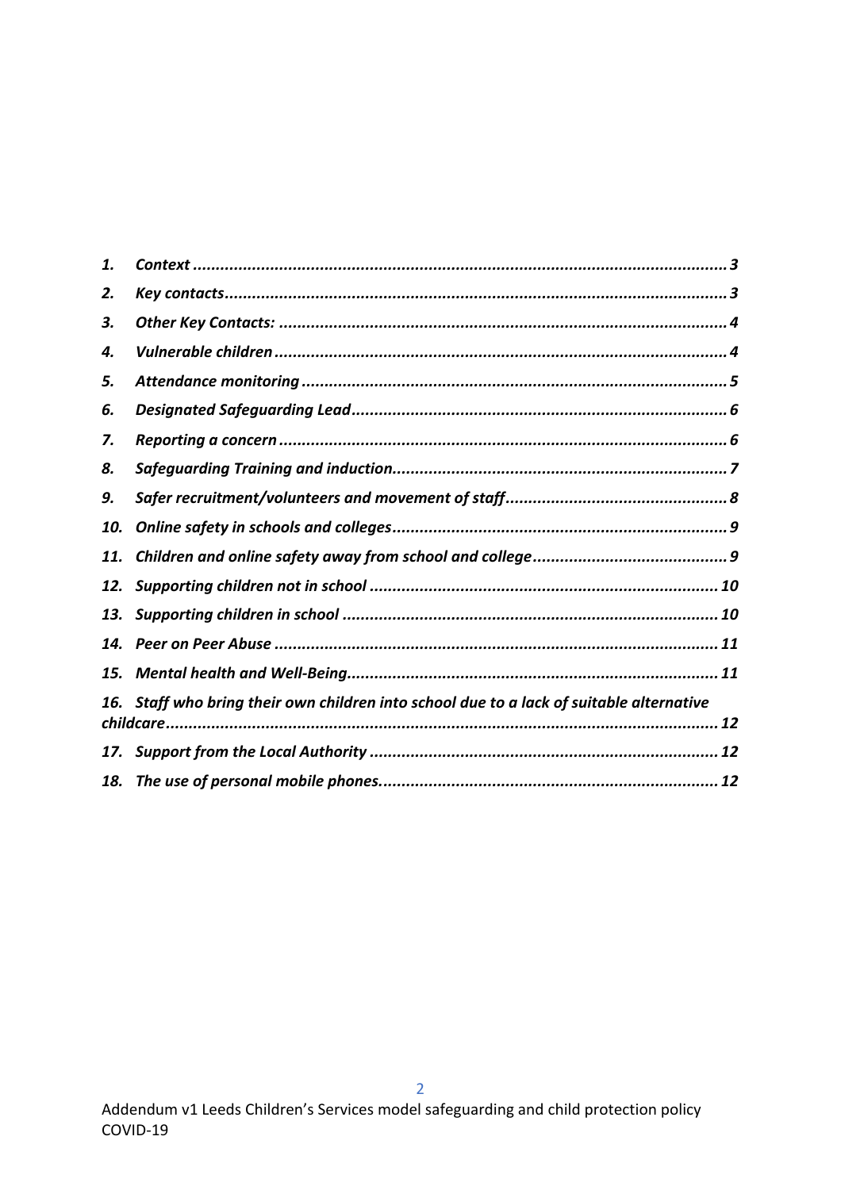1. ***Context*** ........................................................................................................... 3
2. ***Key contacts*** ...................................................................................................... 3
3. ***Other Key Contacts:*** ........................................................................................... 4
4. ***Vulnerable children*** ............................................................................................ 4
5. ***Attendance monitoring*** ....................................................................................... 5
6. ***Designated Safeguarding Lead*** ............................................................................ 6
7. ***Reporting a concern*** ........................................................................................... 6
8. ***Safeguarding Training and induction*** ................................................................. 7
9. ***Safer recruitment/volunteers and movement of staff*** ......................................... 8
10. ***Online safety in schools and colleges*** ................................................................ 9
11. ***Children and online safety away from school and college*** ................................ 9
12. ***Supporting children not in school*** .................................................................... 10
13. ***Supporting children in school*** .......................................................................... 10
14. ***Peer on Peer Abuse*** .......................................................................................... 11
15. ***Mental health and Well-Being*** .......................................................................... 11
16. ***Staff who bring their own children into school due to a lack of suitable alternative childcare*** ........................................................................................................ 12
17. ***Support from the Local Authority*** .................................................................... 12
18. ***The use of personal mobile phones.*** ................................................................. 12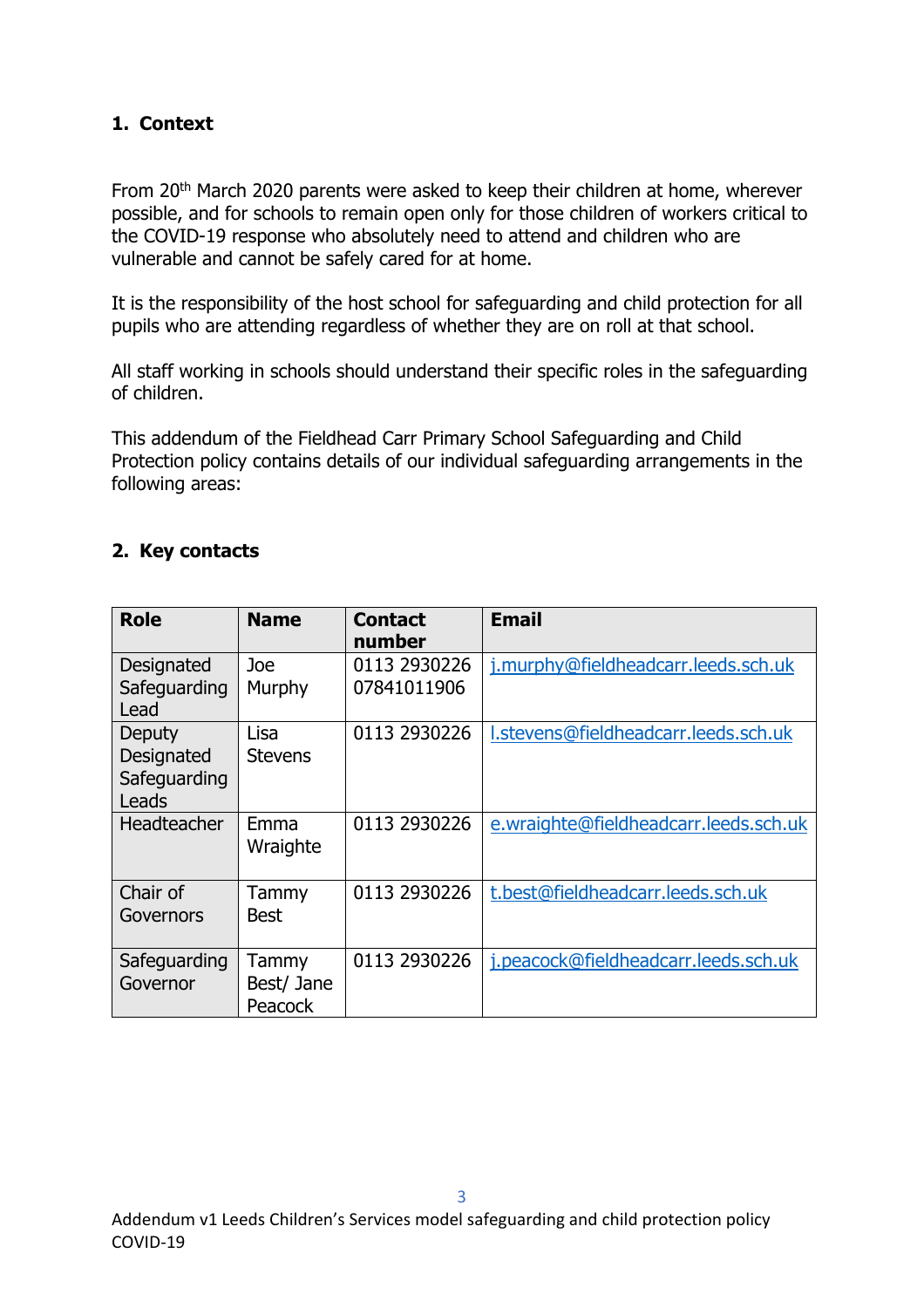## 1. Context

From 20th March 2020 parents were asked to keep their children at home, wherever possible, and for schools to remain open only for those children of workers critical to the COVID-19 response who absolutely need to attend and children who are vulnerable and cannot be safely cared for at home.

It is the responsibility of the host school for safeguarding and child protection for all pupils who are attending regardless of whether they are on roll at that school.

All staff working in schools should understand their specific roles in the safeguarding of children.

This addendum of the Fieldhead Carr Primary School Safeguarding and Child Protection policy contains details of our individual safeguarding arrangements in the following areas:

## 2. Key contacts

| Role | Name | Contact number | Email |
|---|---|---|---|
| Designated Safeguarding Lead | Joe Murphy | 0113 2930226 07841011906 | j.murphy@fieldheadcarr.leeds.sch.uk |
| Deputy Designated Safeguarding Leads | Lisa Stevens | 0113 2930226 | l.stevens@fieldheadcarr.leeds.sch.uk |
| Headteacher | Emma Wraighte | 0113 2930226 | e.wraighte@fieldheadcarr.leeds.sch.uk |
| Chair of Governors | Tammy Best | 0113 2930226 | t.best@fieldheadcarr.leeds.sch.uk |
| Safeguarding Governor | Tammy Best/ Jane Peacock | 0113 2930226 | j.peacock@fieldheadcarr.leeds.sch.uk |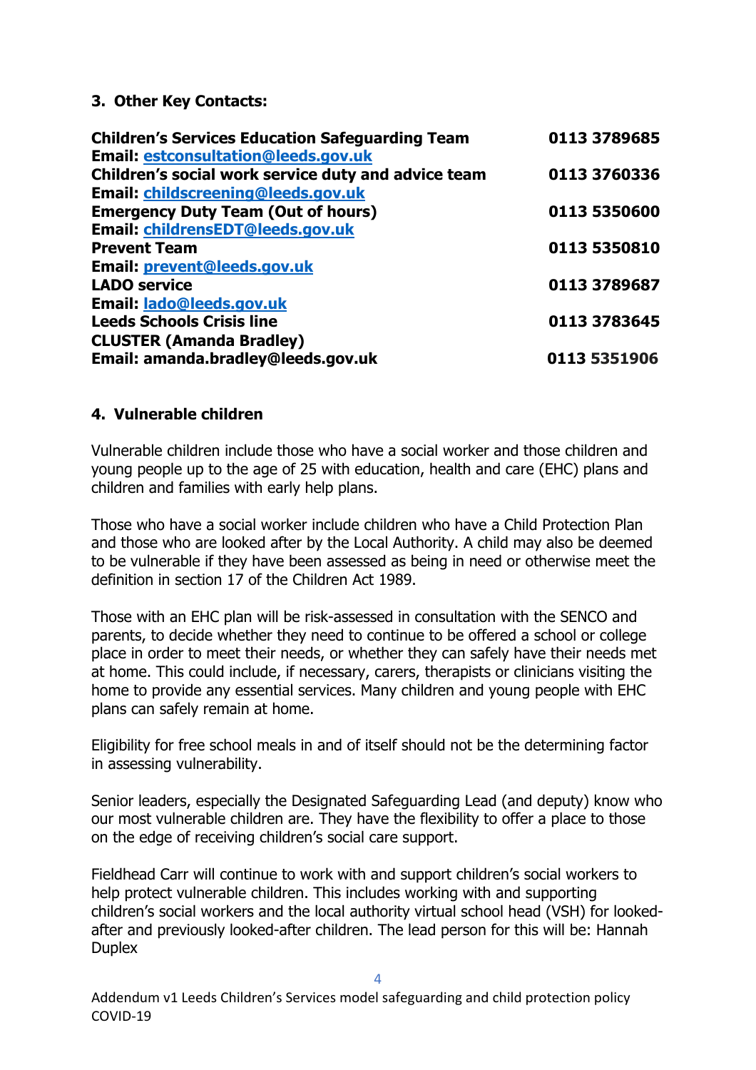### 3. Other Key Contacts:

| | |
|---|---|
| **Children's Services Education Safeguarding Team** | **0113 3789685** |
| **Email: estconsultation@leeds.gov.uk** | |
| **Children's social work service duty and advice team** | **0113 3760336** |
| **Email: childscreening@leeds.gov.uk** | |
| **Emergency Duty Team (Out of hours)** | **0113 5350600** |
| **Email: childrensEDT@leeds.gov.uk** | |
| **Prevent Team** | **0113 5350810** |
| **Email: prevent@leeds.gov.uk** | |
| **LADO service** | **0113 3789687** |
| **Email: lado@leeds.gov.uk** | |
| **Leeds Schools Crisis line** | **0113 3783645** |
| **CLUSTER (Amanda Bradley)** | |
| **Email: amanda.bradley@leeds.gov.uk** | **0113 5351906** |

### 4. Vulnerable children

Vulnerable children include those who have a social worker and those children and young people up to the age of 25 with education, health and care (EHC) plans and children and families with early help plans.

Those who have a social worker include children who have a Child Protection Plan and those who are looked after by the Local Authority. A child may also be deemed to be vulnerable if they have been assessed as being in need or otherwise meet the definition in section 17 of the Children Act 1989.

Those with an EHC plan will be risk-assessed in consultation with the SENCO and parents, to decide whether they need to continue to be offered a school or college place in order to meet their needs, or whether they can safely have their needs met at home. This could include, if necessary, carers, therapists or clinicians visiting the home to provide any essential services. Many children and young people with EHC plans can safely remain at home.

Eligibility for free school meals in and of itself should not be the determining factor in assessing vulnerability.

Senior leaders, especially the Designated Safeguarding Lead (and deputy) know who our most vulnerable children are. They have the flexibility to offer a place to those on the edge of receiving children's social care support.

Fieldhead Carr will continue to work with and support children's social workers to help protect vulnerable children. This includes working with and supporting children's social workers and the local authority virtual school head (VSH) for looked-after and previously looked-after children. The lead person for this will be: Hannah Duplex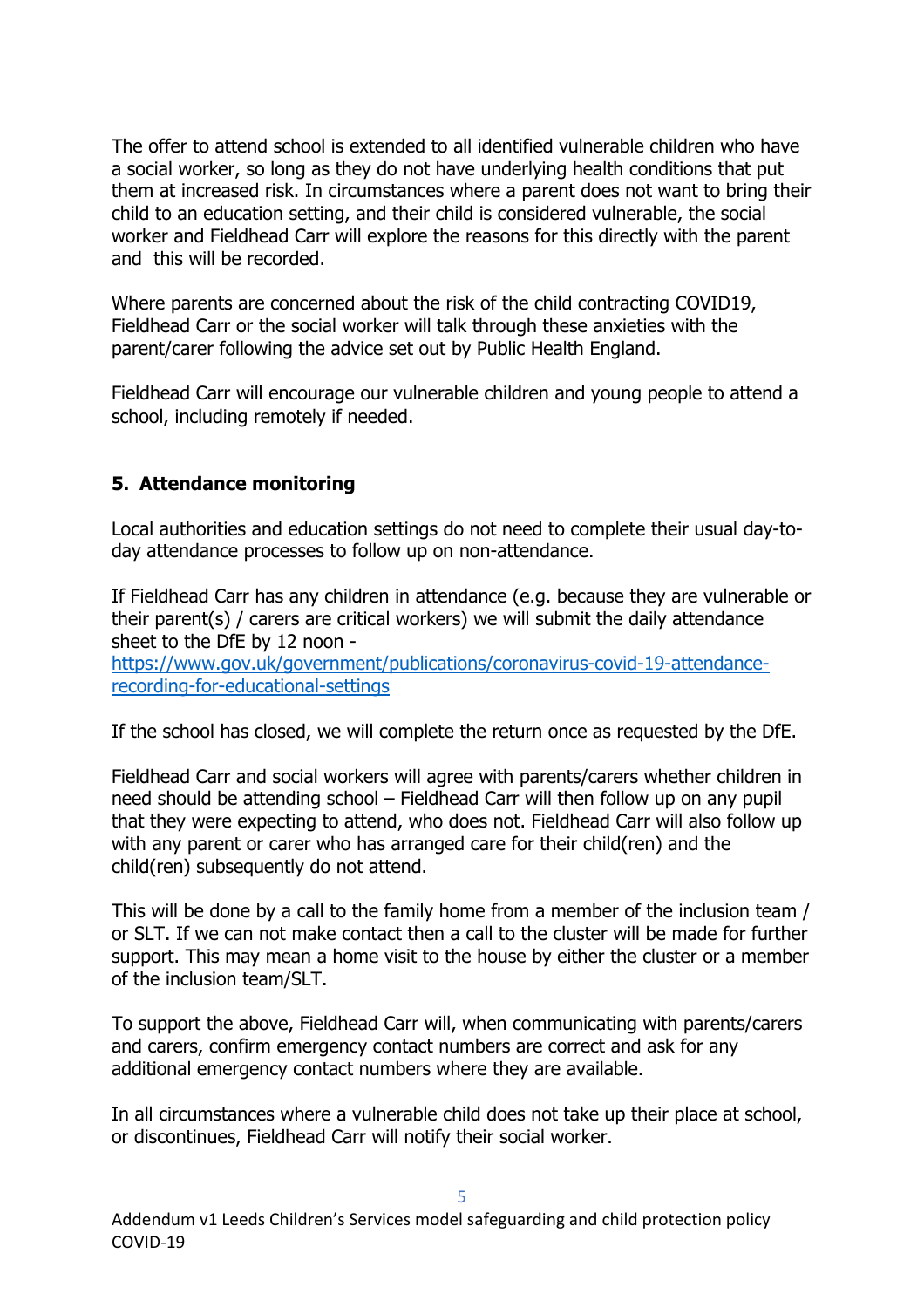The offer to attend school is extended to all identified vulnerable children who have a social worker, so long as they do not have underlying health conditions that put them at increased risk. In circumstances where a parent does not want to bring their child to an education setting, and their child is considered vulnerable, the social worker and Fieldhead Carr will explore the reasons for this directly with the parent and this will be recorded.

Where parents are concerned about the risk of the child contracting COVID19, Fieldhead Carr or the social worker will talk through these anxieties with the parent/carer following the advice set out by Public Health England.

Fieldhead Carr will encourage our vulnerable children and young people to attend a school, including remotely if needed.

## 5. Attendance monitoring

Local authorities and education settings do not need to complete their usual day-to-day attendance processes to follow up on non-attendance.

If Fieldhead Carr has any children in attendance (e.g. because they are vulnerable or their parent(s) / carers are critical workers) we will submit the daily attendance sheet to the DfE by 12 noon - [https://www.gov.uk/government/publications/coronavirus-covid-19-attendance-recording-for-educational-settings](https://www.gov.uk/government/publications/coronavirus-covid-19-attendance-recording-for-educational-settings)

If the school has closed, we will complete the return once as requested by the DfE.

Fieldhead Carr and social workers will agree with parents/carers whether children in need should be attending school – Fieldhead Carr will then follow up on any pupil that they were expecting to attend, who does not. Fieldhead Carr will also follow up with any parent or carer who has arranged care for their child(ren) and the child(ren) subsequently do not attend.

This will be done by a call to the family home from a member of the inclusion team / or SLT. If we can not make contact then a call to the cluster will be made for further support. This may mean a home visit to the house by either the cluster or a member of the inclusion team/SLT.

To support the above, Fieldhead Carr will, when communicating with parents/carers and carers, confirm emergency contact numbers are correct and ask for any additional emergency contact numbers where they are available.

In all circumstances where a vulnerable child does not take up their place at school, or discontinues, Fieldhead Carr will notify their social worker.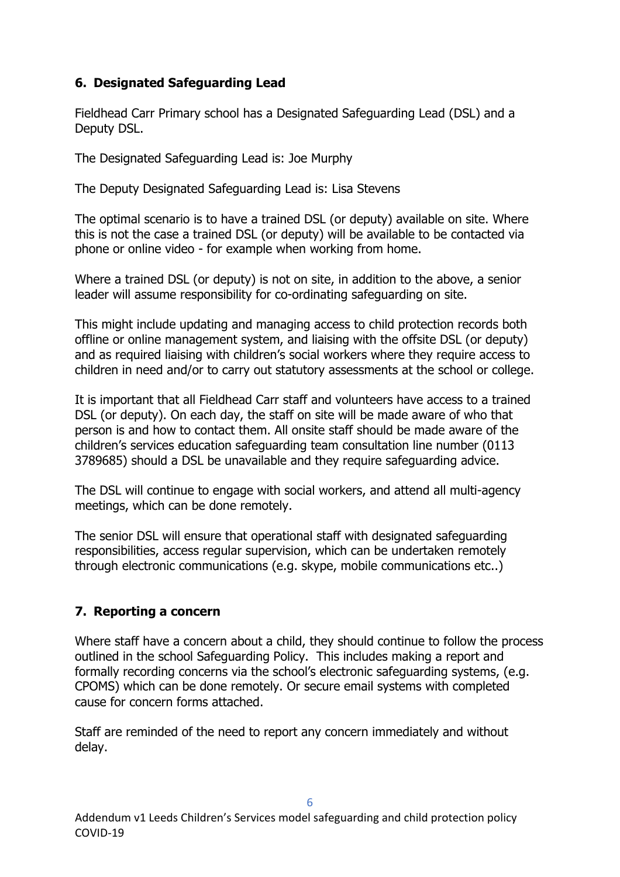## 6. Designated Safeguarding Lead

Fieldhead Carr Primary school has a Designated Safeguarding Lead (DSL) and a Deputy DSL.

The Designated Safeguarding Lead is: Joe Murphy

The Deputy Designated Safeguarding Lead is: Lisa Stevens

The optimal scenario is to have a trained DSL (or deputy) available on site. Where this is not the case a trained DSL (or deputy) will be available to be contacted via phone or online video - for example when working from home.

Where a trained DSL (or deputy) is not on site, in addition to the above, a senior leader will assume responsibility for co-ordinating safeguarding on site.

This might include updating and managing access to child protection records both offline or online management system, and liaising with the offsite DSL (or deputy) and as required liaising with children's social workers where they require access to children in need and/or to carry out statutory assessments at the school or college.

It is important that all Fieldhead Carr staff and volunteers have access to a trained DSL (or deputy). On each day, the staff on site will be made aware of who that person is and how to contact them. All onsite staff should be made aware of the children's services education safeguarding team consultation line number (0113 3789685) should a DSL be unavailable and they require safeguarding advice.

The DSL will continue to engage with social workers, and attend all multi-agency meetings, which can be done remotely.

The senior DSL will ensure that operational staff with designated safeguarding responsibilities, access regular supervision, which can be undertaken remotely through electronic communications (e.g. skype, mobile communications etc..)

## 7. Reporting a concern

Where staff have a concern about a child, they should continue to follow the process outlined in the school Safeguarding Policy. This includes making a report and formally recording concerns via the school's electronic safeguarding systems, (e.g. CPOMS) which can be done remotely. Or secure email systems with completed cause for concern forms attached.

Staff are reminded of the need to report any concern immediately and without delay.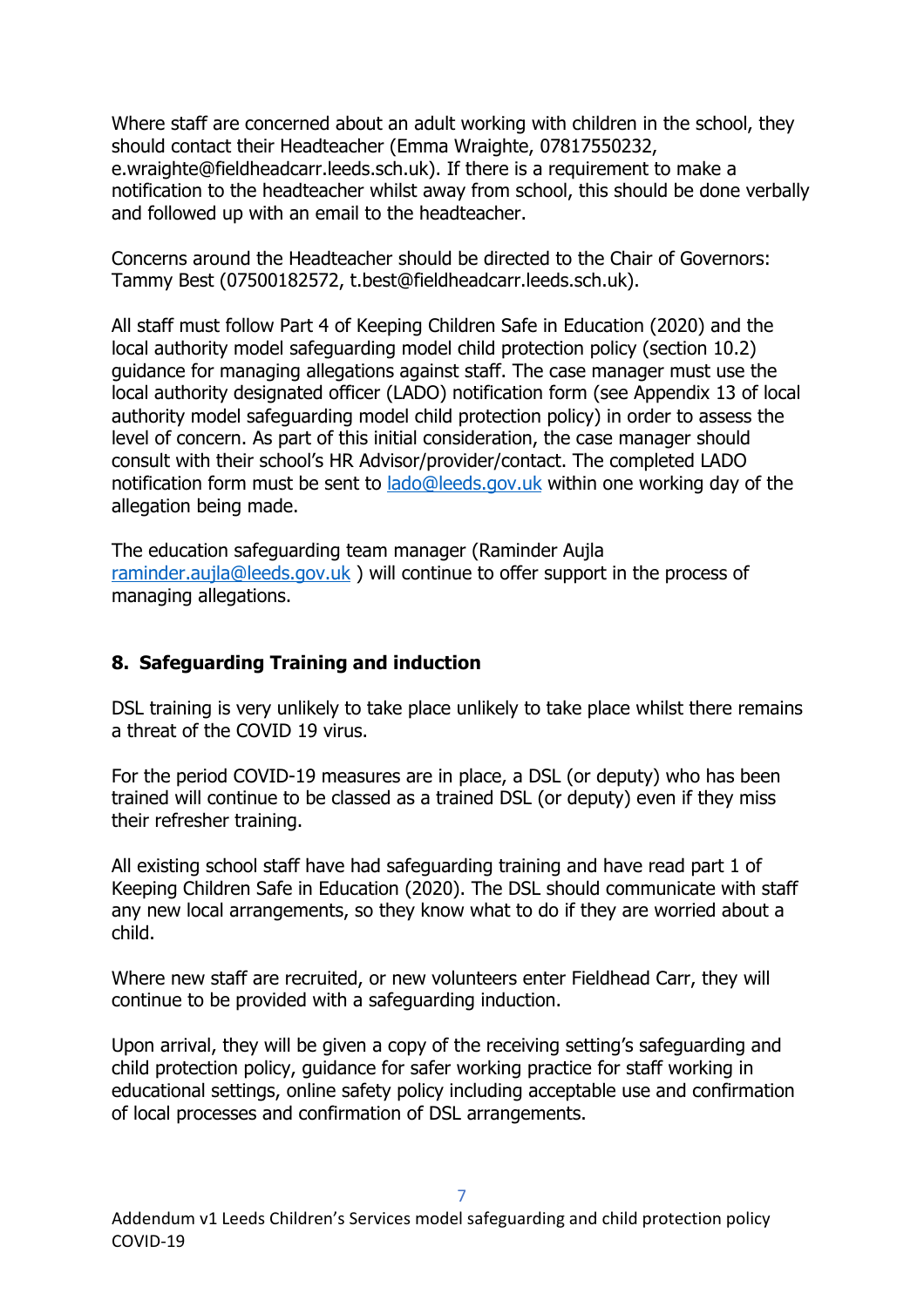Where staff are concerned about an adult working with children in the school, they should contact their Headteacher (Emma Wraighte, 07817550232, e.wraighte@fieldheadcarr.leeds.sch.uk). If there is a requirement to make a notification to the headteacher whilst away from school, this should be done verbally and followed up with an email to the headteacher.

Concerns around the Headteacher should be directed to the Chair of Governors: Tammy Best (07500182572, t.best@fieldheadcarr.leeds.sch.uk).

All staff must follow Part 4 of Keeping Children Safe in Education (2020) and the local authority model safeguarding model child protection policy (section 10.2) guidance for managing allegations against staff. The case manager must use the local authority designated officer (LADO) notification form (see Appendix 13 of local authority model safeguarding model child protection policy) in order to assess the level of concern. As part of this initial consideration, the case manager should consult with their school's HR Advisor/provider/contact. The completed LADO notification form must be sent to lado@leeds.gov.uk within one working day of the allegation being made.

The education safeguarding team manager (Raminder Aujla raminder.aujla@leeds.gov.uk ) will continue to offer support in the process of managing allegations.

## 8. Safeguarding Training and induction

DSL training is very unlikely to take place unlikely to take place whilst there remains a threat of the COVID 19 virus.

For the period COVID-19 measures are in place, a DSL (or deputy) who has been trained will continue to be classed as a trained DSL (or deputy) even if they miss their refresher training.

All existing school staff have had safeguarding training and have read part 1 of Keeping Children Safe in Education (2020). The DSL should communicate with staff any new local arrangements, so they know what to do if they are worried about a child.

Where new staff are recruited, or new volunteers enter Fieldhead Carr, they will continue to be provided with a safeguarding induction.

Upon arrival, they will be given a copy of the receiving setting's safeguarding and child protection policy, guidance for safer working practice for staff working in educational settings, online safety policy including acceptable use and confirmation of local processes and confirmation of DSL arrangements.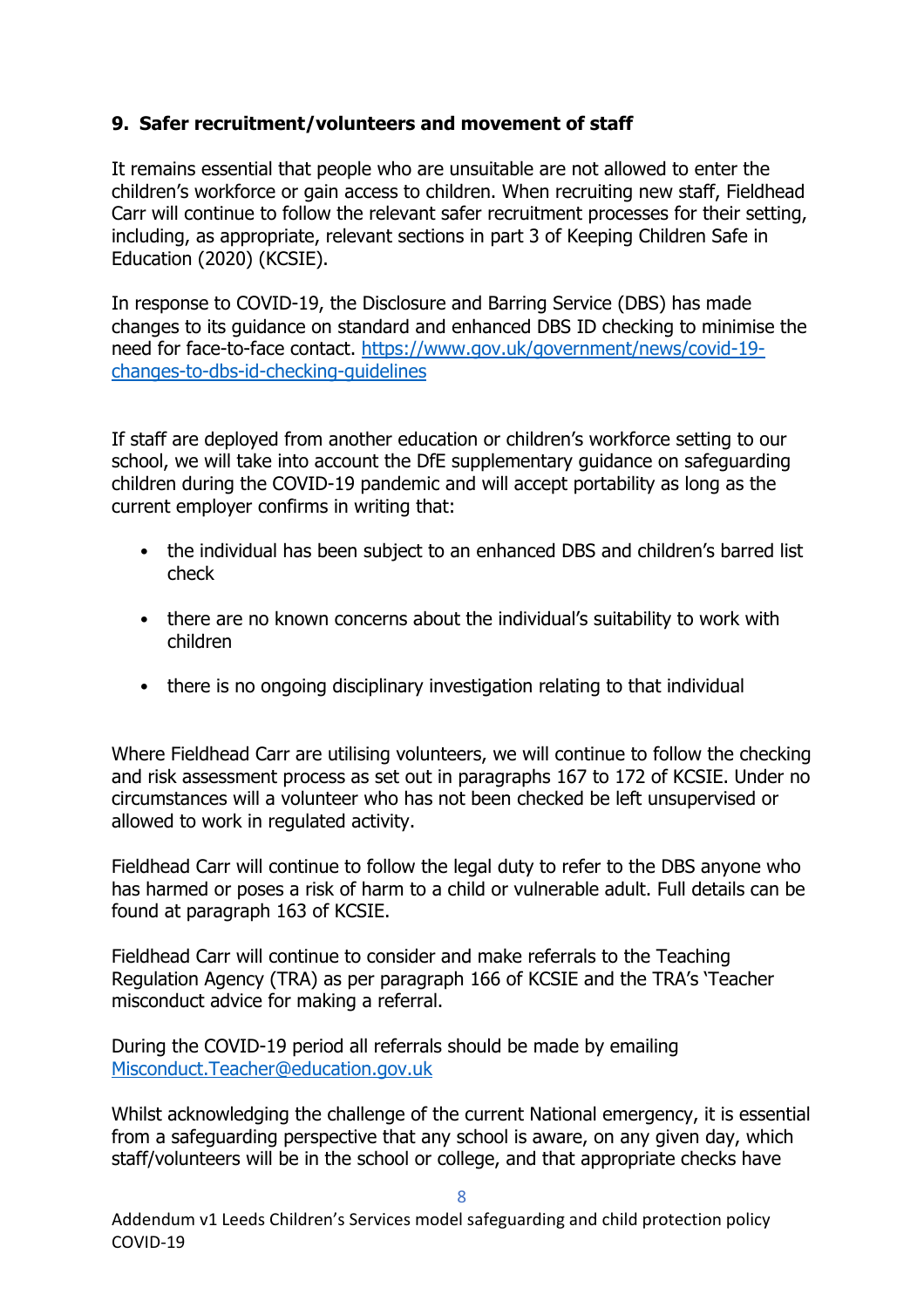### 9. Safer recruitment/volunteers and movement of staff

It remains essential that people who are unsuitable are not allowed to enter the children's workforce or gain access to children. When recruiting new staff, Fieldhead Carr will continue to follow the relevant safer recruitment processes for their setting, including, as appropriate, relevant sections in part 3 of Keeping Children Safe in Education (2020) (KCSIE).

In response to COVID-19, the Disclosure and Barring Service (DBS) has made changes to its guidance on standard and enhanced DBS ID checking to minimise the need for face-to-face contact. [https://www.gov.uk/government/news/covid-19-changes-to-dbs-id-checking-guidelines](https://www.gov.uk/government/news/covid-19-changes-to-dbs-id-checking-guidelines)

If staff are deployed from another education or children's workforce setting to our school, we will take into account the DfE supplementary guidance on safeguarding children during the COVID-19 pandemic and will accept portability as long as the current employer confirms in writing that:

- the individual has been subject to an enhanced DBS and children's barred list check
- there are no known concerns about the individual's suitability to work with children
- there is no ongoing disciplinary investigation relating to that individual

Where Fieldhead Carr are utilising volunteers, we will continue to follow the checking and risk assessment process as set out in paragraphs 167 to 172 of KCSIE. Under no circumstances will a volunteer who has not been checked be left unsupervised or allowed to work in regulated activity.

Fieldhead Carr will continue to follow the legal duty to refer to the DBS anyone who has harmed or poses a risk of harm to a child or vulnerable adult. Full details can be found at paragraph 163 of KCSIE.

Fieldhead Carr will continue to consider and make referrals to the Teaching Regulation Agency (TRA) as per paragraph 166 of KCSIE and the TRA's 'Teacher misconduct advice for making a referral.

During the COVID-19 period all referrals should be made by emailing [Misconduct.Teacher@education.gov.uk](mailto:Misconduct.Teacher@education.gov.uk)

Whilst acknowledging the challenge of the current National emergency, it is essential from a safeguarding perspective that any school is aware, on any given day, which staff/volunteers will be in the school or college, and that appropriate checks have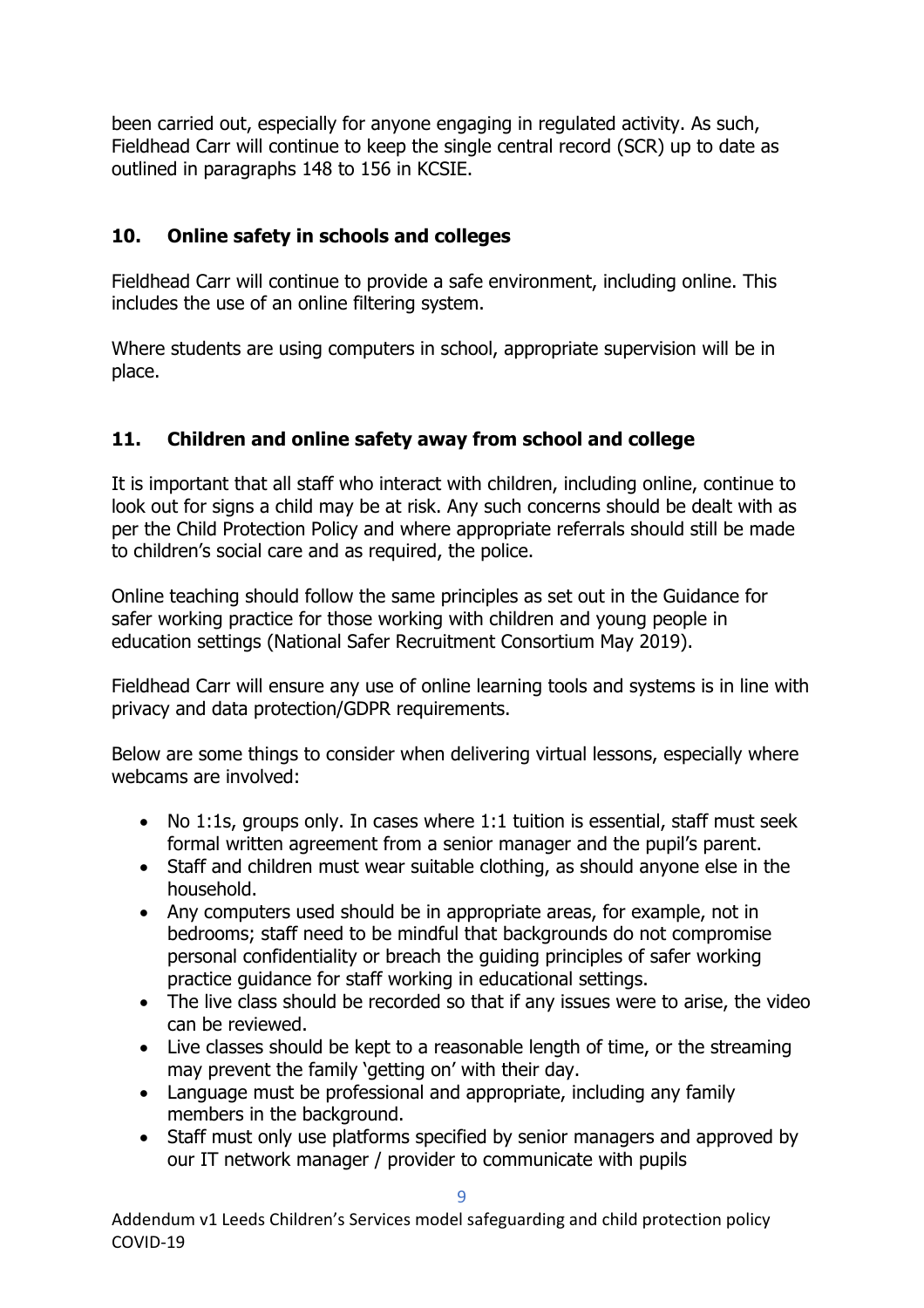been carried out, especially for anyone engaging in regulated activity. As such, Fieldhead Carr will continue to keep the single central record (SCR) up to date as outlined in paragraphs 148 to 156 in KCSIE.

## 10. Online safety in schools and colleges

Fieldhead Carr will continue to provide a safe environment, including online. This includes the use of an online filtering system.

Where students are using computers in school, appropriate supervision will be in place.

## 11. Children and online safety away from school and college

It is important that all staff who interact with children, including online, continue to look out for signs a child may be at risk. Any such concerns should be dealt with as per the Child Protection Policy and where appropriate referrals should still be made to children's social care and as required, the police.

Online teaching should follow the same principles as set out in the Guidance for safer working practice for those working with children and young people in education settings (National Safer Recruitment Consortium May 2019).

Fieldhead Carr will ensure any use of online learning tools and systems is in line with privacy and data protection/GDPR requirements.

Below are some things to consider when delivering virtual lessons, especially where webcams are involved:

- No 1:1s, groups only. In cases where 1:1 tuition is essential, staff must seek formal written agreement from a senior manager and the pupil's parent.
- Staff and children must wear suitable clothing, as should anyone else in the household.
- Any computers used should be in appropriate areas, for example, not in bedrooms; staff need to be mindful that backgrounds do not compromise personal confidentiality or breach the guiding principles of safer working practice guidance for staff working in educational settings.
- The live class should be recorded so that if any issues were to arise, the video can be reviewed.
- Live classes should be kept to a reasonable length of time, or the streaming may prevent the family 'getting on' with their day.
- Language must be professional and appropriate, including any family members in the background.
- Staff must only use platforms specified by senior managers and approved by our IT network manager / provider to communicate with pupils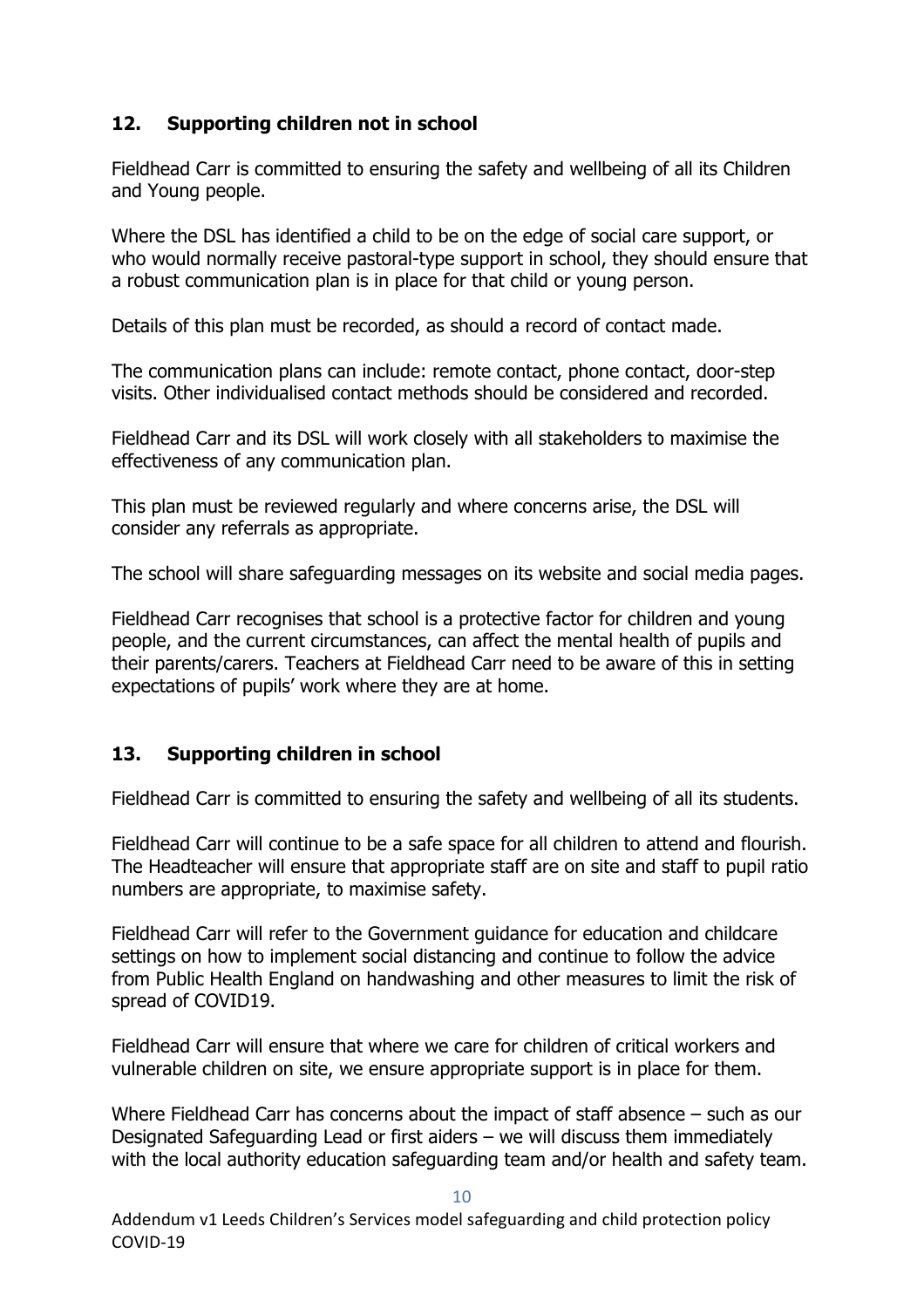## 12. Supporting children not in school

Fieldhead Carr is committed to ensuring the safety and wellbeing of all its Children and Young people.

Where the DSL has identified a child to be on the edge of social care support, or who would normally receive pastoral-type support in school, they should ensure that a robust communication plan is in place for that child or young person.

Details of this plan must be recorded, as should a record of contact made.

The communication plans can include: remote contact, phone contact, door-step visits. Other individualised contact methods should be considered and recorded.

Fieldhead Carr and its DSL will work closely with all stakeholders to maximise the effectiveness of any communication plan.

This plan must be reviewed regularly and where concerns arise, the DSL will consider any referrals as appropriate.

The school will share safeguarding messages on its website and social media pages.

Fieldhead Carr recognises that school is a protective factor for children and young people, and the current circumstances, can affect the mental health of pupils and their parents/carers. Teachers at Fieldhead Carr need to be aware of this in setting expectations of pupils' work where they are at home.

## 13. Supporting children in school

Fieldhead Carr is committed to ensuring the safety and wellbeing of all its students.

Fieldhead Carr will continue to be a safe space for all children to attend and flourish. The Headteacher will ensure that appropriate staff are on site and staff to pupil ratio numbers are appropriate, to maximise safety.

Fieldhead Carr will refer to the Government guidance for education and childcare settings on how to implement social distancing and continue to follow the advice from Public Health England on handwashing and other measures to limit the risk of spread of COVID19.

Fieldhead Carr will ensure that where we care for children of critical workers and vulnerable children on site, we ensure appropriate support is in place for them.

Where Fieldhead Carr has concerns about the impact of staff absence – such as our Designated Safeguarding Lead or first aiders – we will discuss them immediately with the local authority education safeguarding team and/or health and safety team.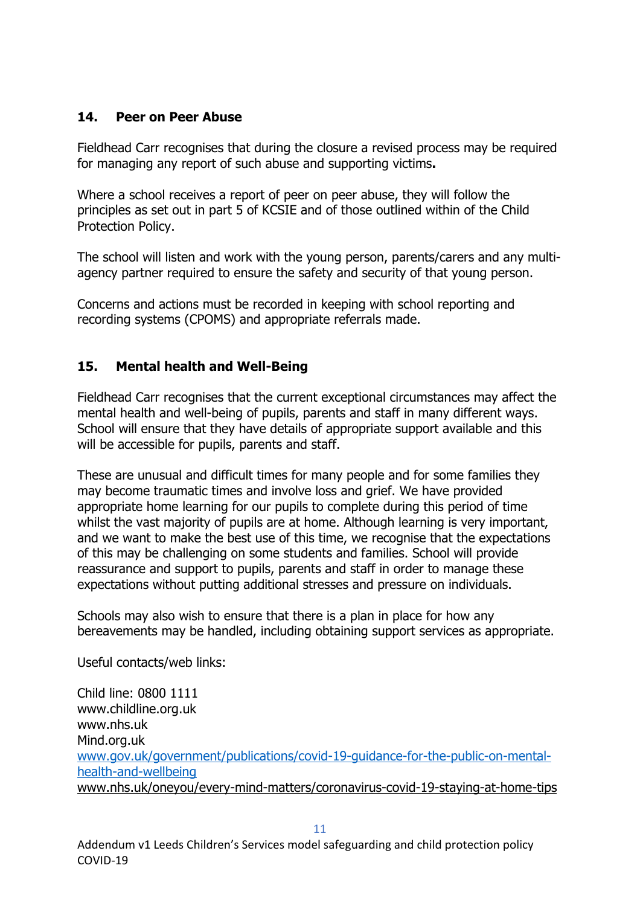## 14. Peer on Peer Abuse

Fieldhead Carr recognises that during the closure a revised process may be required for managing any report of such abuse and supporting victims**.**

Where a school receives a report of peer on peer abuse, they will follow the principles as set out in part 5 of KCSIE and of those outlined within of the Child Protection Policy.

The school will listen and work with the young person, parents/carers and any multi-agency partner required to ensure the safety and security of that young person.

Concerns and actions must be recorded in keeping with school reporting and recording systems (CPOMS) and appropriate referrals made.

## 15. Mental health and Well-Being

Fieldhead Carr recognises that the current exceptional circumstances may affect the mental health and well-being of pupils, parents and staff in many different ways. School will ensure that they have details of appropriate support available and this will be accessible for pupils, parents and staff.

These are unusual and difficult times for many people and for some families they may become traumatic times and involve loss and grief. We have provided appropriate home learning for our pupils to complete during this period of time whilst the vast majority of pupils are at home. Although learning is very important, and we want to make the best use of this time, we recognise that the expectations of this may be challenging on some students and families. School will provide reassurance and support to pupils, parents and staff in order to manage these expectations without putting additional stresses and pressure on individuals.

Schools may also wish to ensure that there is a plan in place for how any bereavements may be handled, including obtaining support services as appropriate.

Useful contacts/web links:

Child line: 0800 1111
www.childline.org.uk
www.nhs.uk
Mind.org.uk
www.gov.uk/government/publications/covid-19-guidance-for-the-public-on-mental-health-and-wellbeing
www.nhs.uk/oneyou/every-mind-matters/coronavirus-covid-19-staying-at-home-tips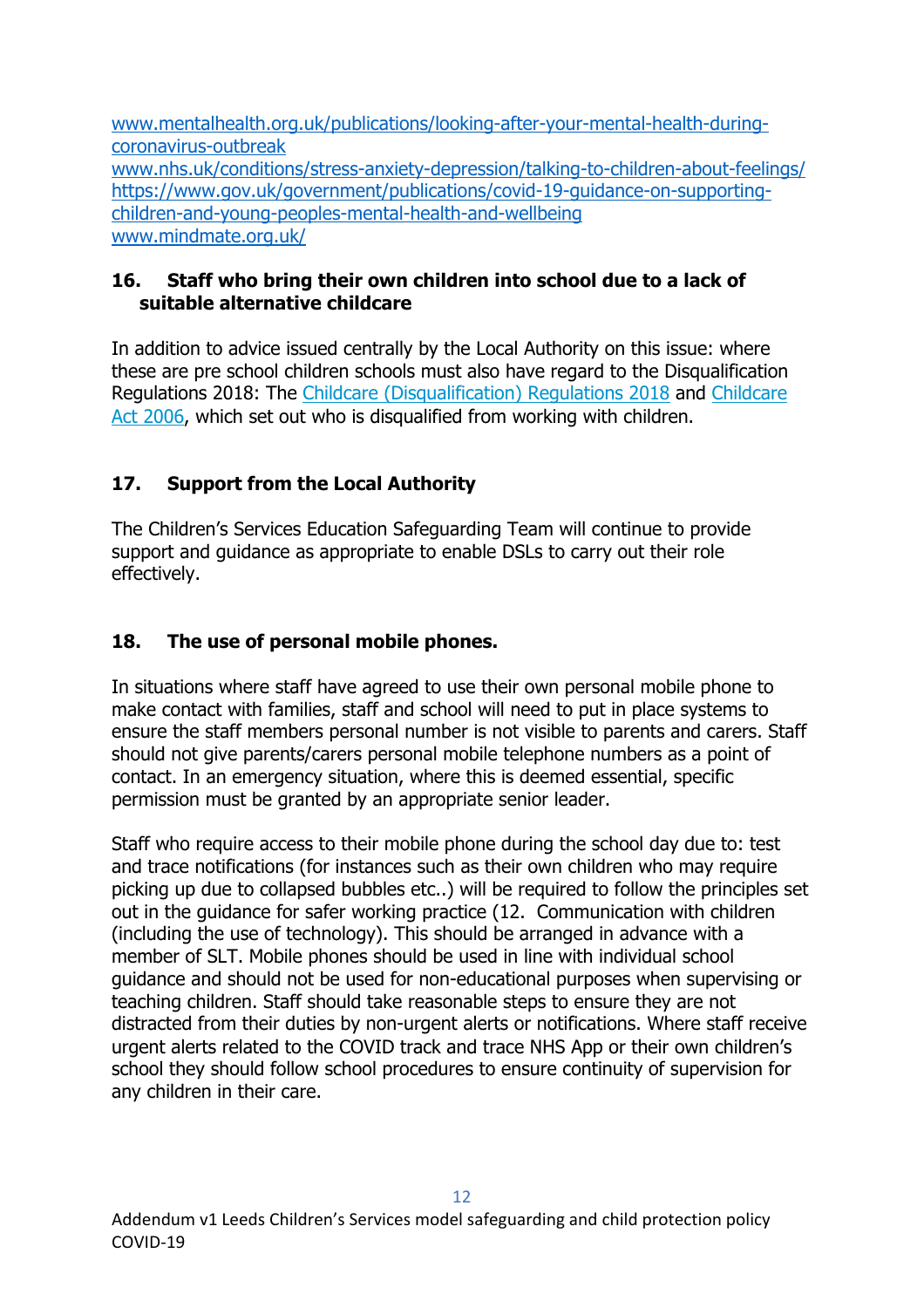www.mentalhealth.org.uk/publications/looking-after-your-mental-health-during-coronavirus-outbreak
www.nhs.uk/conditions/stress-anxiety-depression/talking-to-children-about-feelings/
https://www.gov.uk/government/publications/covid-19-guidance-on-supporting-children-and-young-peoples-mental-health-and-wellbeing
www.mindmate.org.uk/

## 16. Staff who bring their own children into school due to a lack of suitable alternative childcare

In addition to advice issued centrally by the Local Authority on this issue: where these are pre school children schools must also have regard to the Disqualification Regulations 2018: The Childcare (Disqualification) Regulations 2018 and Childcare Act 2006, which set out who is disqualified from working with children.

## 17. Support from the Local Authority

The Children's Services Education Safeguarding Team will continue to provide support and guidance as appropriate to enable DSLs to carry out their role effectively.

## 18. The use of personal mobile phones.

In situations where staff have agreed to use their own personal mobile phone to make contact with families, staff and school will need to put in place systems to ensure the staff members personal number is not visible to parents and carers. Staff should not give parents/carers personal mobile telephone numbers as a point of contact. In an emergency situation, where this is deemed essential, specific permission must be granted by an appropriate senior leader.

Staff who require access to their mobile phone during the school day due to: test and trace notifications (for instances such as their own children who may require picking up due to collapsed bubbles etc..) will be required to follow the principles set out in the guidance for safer working practice (12. Communication with children (including the use of technology). This should be arranged in advance with a member of SLT. Mobile phones should be used in line with individual school guidance and should not be used for non-educational purposes when supervising or teaching children. Staff should take reasonable steps to ensure they are not distracted from their duties by non-urgent alerts or notifications. Where staff receive urgent alerts related to the COVID track and trace NHS App or their own children's school they should follow school procedures to ensure continuity of supervision for any children in their care.